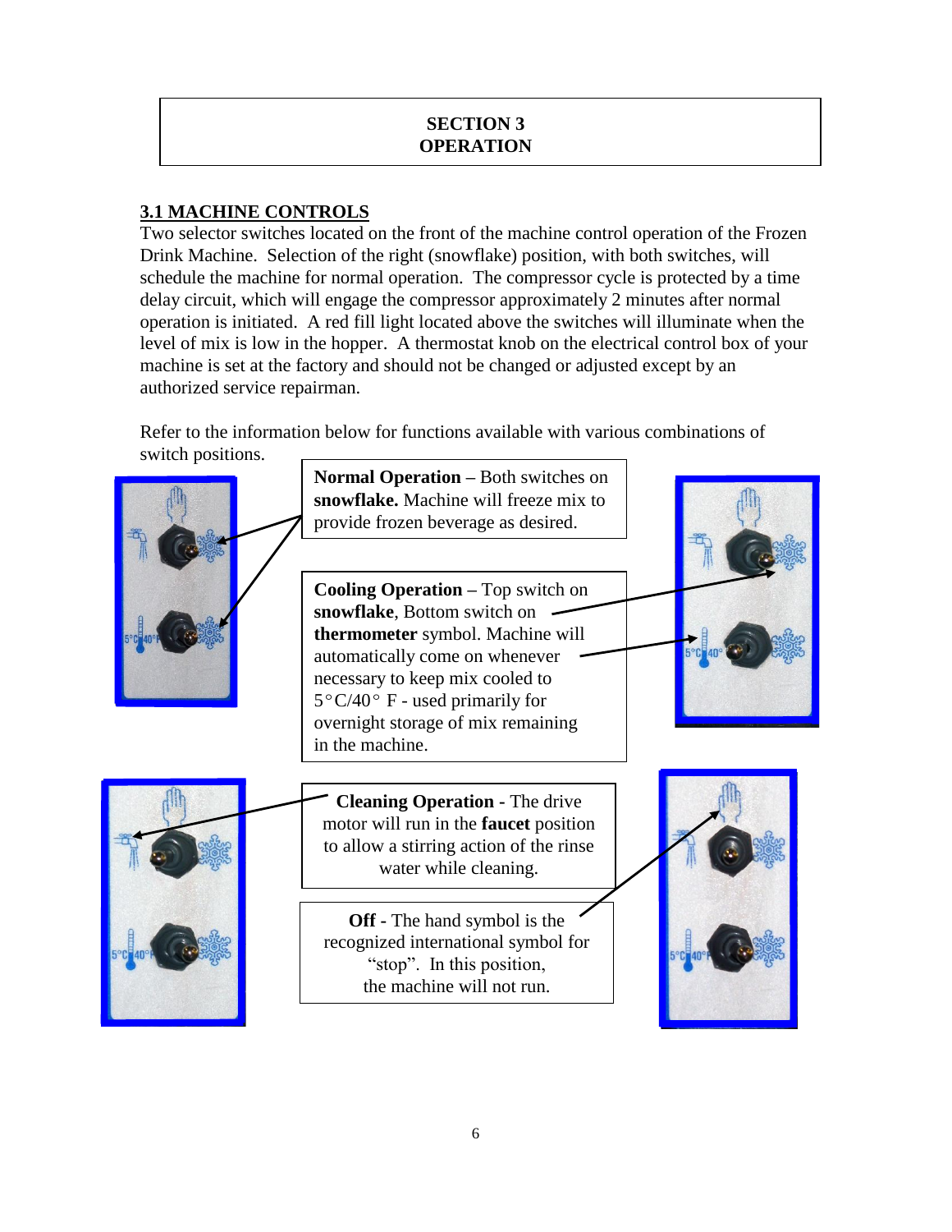## SECTION 3
## OPERATION

### 3.1 MACHINE CONTROLS

Two selector switches located on the front of the machine control operation of the Frozen Drink Machine. Selection of the right (snowflake) position, with both switches, will schedule the machine for normal operation. The compressor cycle is protected by a time delay circuit, which will engage the compressor approximately 2 minutes after normal operation is initiated. A red fill light located above the switches will illuminate when the level of mix is low in the hopper. A thermostat knob on the electrical control box of your machine is set at the factory and should not be changed or adjusted except by an authorized service repairman.

Refer to the information below for functions available with various combinations of switch positions.

**Normal Operation** – Both switches on **snowflake.** Machine will freeze mix to provide frozen beverage as desired.

**Cooling Operation** – Top switch on **snowflake**, Bottom switch on **thermometer** symbol. Machine will automatically come on whenever necessary to keep mix cooled to 5°C/40° F - used primarily for overnight storage of mix remaining in the machine.

**Cleaning Operation -** The drive motor will run in the **faucet** position to allow a stirring action of the rinse water while cleaning.

**Off -** The hand symbol is the recognized international symbol for "stop". In this position, the machine will not run.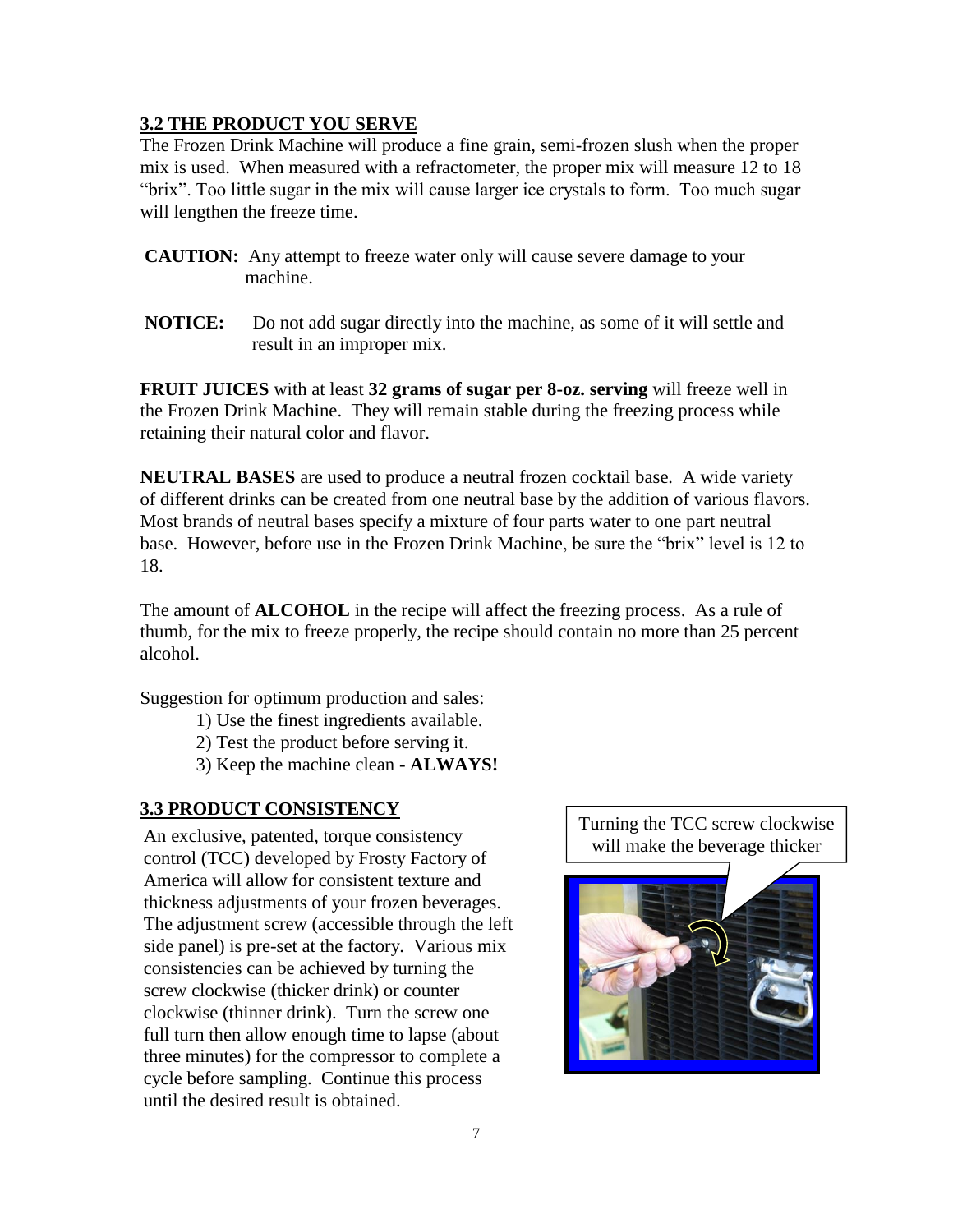## 3.2 THE PRODUCT YOU SERVE

The Frozen Drink Machine will produce a fine grain, semi-frozen slush when the proper mix is used. When measured with a refractometer, the proper mix will measure 12 to 18 "brix". Too little sugar in the mix will cause larger ice crystals to form. Too much sugar will lengthen the freeze time.

**CAUTION:** Any attempt to freeze water only will cause severe damage to your machine.

**NOTICE:** Do not add sugar directly into the machine, as some of it will settle and result in an improper mix.

**FRUIT JUICES** with at least **32 grams of sugar per 8-oz. serving** will freeze well in the Frozen Drink Machine. They will remain stable during the freezing process while retaining their natural color and flavor.

**NEUTRAL BASES** are used to produce a neutral frozen cocktail base. A wide variety of different drinks can be created from one neutral base by the addition of various flavors. Most brands of neutral bases specify a mixture of four parts water to one part neutral base. However, before use in the Frozen Drink Machine, be sure the "brix" level is 12 to 18.

The amount of **ALCOHOL** in the recipe will affect the freezing process. As a rule of thumb, for the mix to freeze properly, the recipe should contain no more than 25 percent alcohol.

Suggestion for optimum production and sales:

1) Use the finest ingredients available.
2) Test the product before serving it.
3) Keep the machine clean - **ALWAYS!**

## 3.3 PRODUCT CONSISTENCY

An exclusive, patented, torque consistency control (TCC) developed by Frosty Factory of America will allow for consistent texture and thickness adjustments of your frozen beverages. The adjustment screw (accessible through the left side panel) is pre-set at the factory. Various mix consistencies can be achieved by turning the screw clockwise (thicker drink) or counter clockwise (thinner drink). Turn the screw one full turn then allow enough time to lapse (about three minutes) for the compressor to complete a cycle before sampling. Continue this process until the desired result is obtained.

Turning the TCC screw clockwise will make the beverage thicker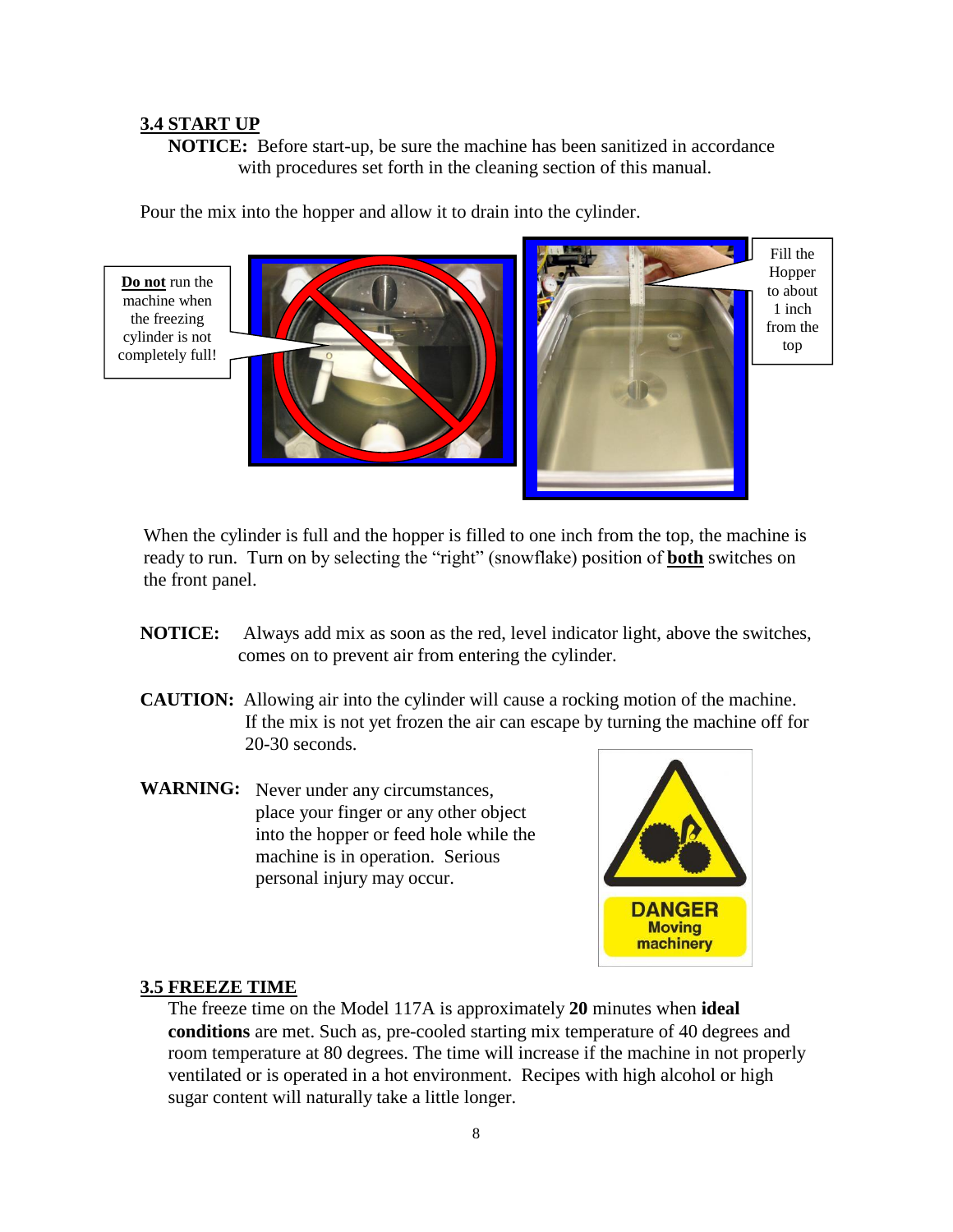## 3.4 START UP

**NOTICE:** Before start-up, be sure the machine has been sanitized in accordance with procedures set forth in the cleaning section of this manual.

Pour the mix into the hopper and allow it to drain into the cylinder.

**Do not** run the machine when the freezing cylinder is not completely full!

Fill the Hopper to about 1 inch from the top

When the cylinder is full and the hopper is filled to one inch from the top, the machine is ready to run. Turn on by selecting the "right" (snowflake) position of **both** switches on the front panel.

**NOTICE:** Always add mix as soon as the red, level indicator light, above the switches, comes on to prevent air from entering the cylinder.

**CAUTION:** Allowing air into the cylinder will cause a rocking motion of the machine. If the mix is not yet frozen the air can escape by turning the machine off for 20-30 seconds.

**WARNING:** Never under any circumstances, place your finger or any other object into the hopper or feed hole while the machine is in operation. Serious personal injury may occur.

DANGER
Moving machinery

## 3.5 FREEZE TIME

The freeze time on the Model 117A is approximately **20** minutes when **ideal conditions** are met. Such as, pre-cooled starting mix temperature of 40 degrees and room temperature at 80 degrees. The time will increase if the machine in not properly ventilated or is operated in a hot environment. Recipes with high alcohol or high sugar content will naturally take a little longer.